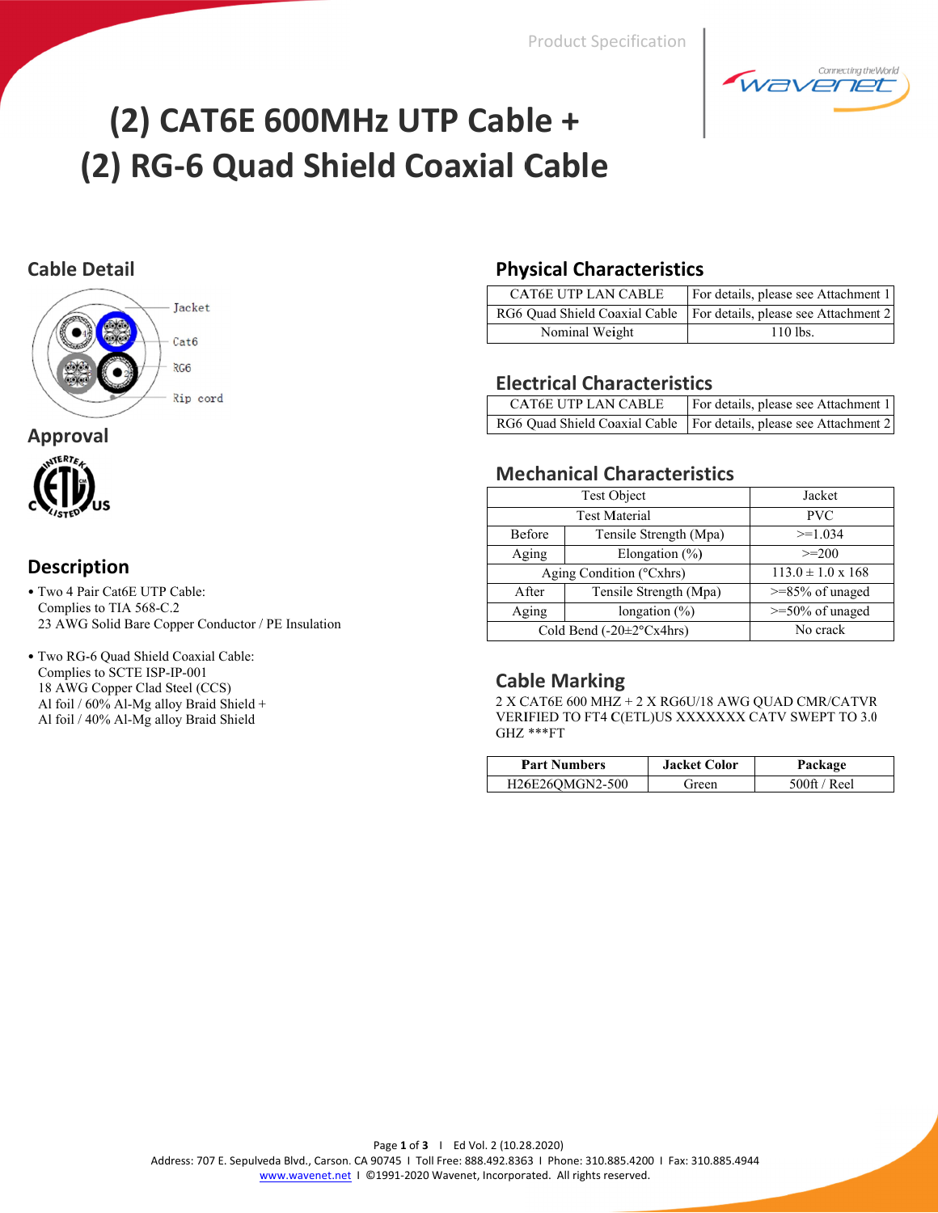Product Specification

# (2) CAT6E 600MHz UTP Cable + (2) RG-6 Quad Shield Coaxial Cable

## Cable Detail

Jacket
Cat6
RG6
Rip cord

## Approval

## Description

- Two 4 Pair Cat6E UTP Cable:
  Complies to TIA 568-C.2
  23 AWG Solid Bare Copper Conductor / PE Insulation

- Two RG-6 Quad Shield Coaxial Cable:
  Complies to SCTE ISP-IP-001
  18 AWG Copper Clad Steel (CCS)
  Al foil / 60% Al-Mg alloy Braid Shield +
  Al foil / 40% Al-Mg alloy Braid Shield

## Physical Characteristics

| | |
|---|---|
| CAT6E UTP LAN CABLE | For details, please see Attachment 1 |
| RG6 Quad Shield Coaxial Cable | For details, please see Attachment 2 |
| Nominal Weight | 110 lbs. |

## Electrical Characteristics

| | |
|---|---|
| CAT6E UTP LAN CABLE | For details, please see Attachment 1 |
| RG6 Quad Shield Coaxial Cable | For details, please see Attachment 2 |

## Mechanical Characteristics

| Test Object | | Jacket |
|---|---|---|
| Test Material | | PVC |
| Before Aging | Tensile Strength (Mpa) | >=1.034 |
| | Elongation (%) | >=200 |
| Aging Condition (°Cxhrs) | | 113.0 ± 1.0 x 168 |
| After Aging | Tensile Strength (Mpa) | >=85% of unaged |
| | longation (%) | >=50% of unaged |
| Cold Bend (-20±2°Cx4hrs) | | No crack |

## Cable Marking

2 X CAT6E 600 MHZ + 2 X RG6U/18 AWG QUAD CMR/CATVR VERIFIED TO FT4 C(ETL)US XXXXXXX CATV SWEPT TO 3.0 GHZ ***FT

| Part Numbers | Jacket Color | Package |
|---|---|---|
| H26E26QMGN2-500 | Green | 500ft / Reel |

Address: 707 E. Sepulveda Blvd., Carson. CA 90745 I Toll Free: 888.492.8363 I Phone: 310.885.4200 I Fax: 310.885.4944
www.wavenet.net I ©1991-2020 Wavenet, Incorporated. All rights reserved.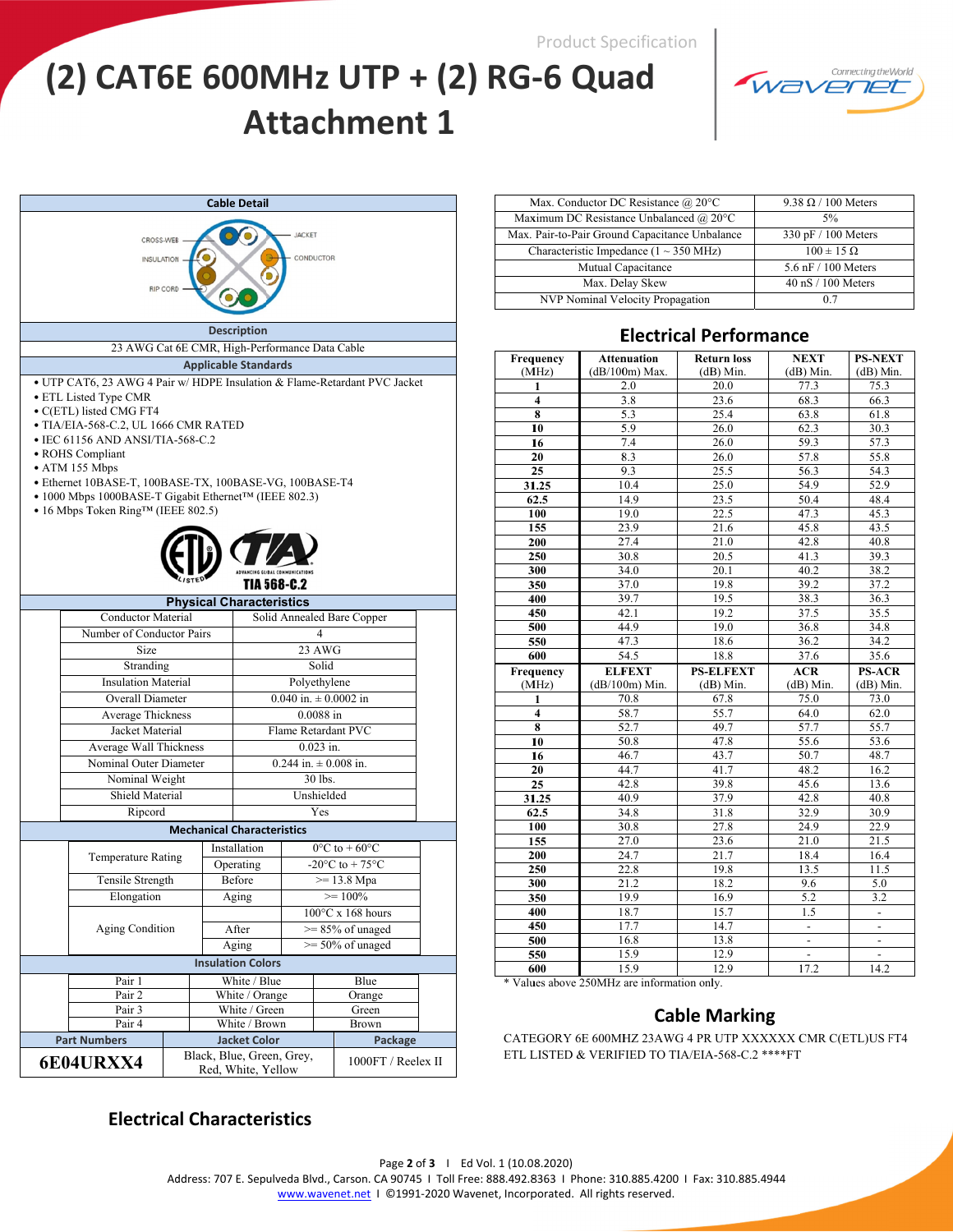Product Specification

# (2) CAT6E 600MHz UTP + (2) RG-6 Quad Attachment 1

## Cable Detail

CROSS-WEB, INSULATION, RIP CORD, JACKET, CONDUCTOR

### Description

23 AWG Cat 6E CMR, High-Performance Data Cable

### Applicable Standards

- UTP CAT6, 23 AWG 4 Pair w/ HDPE Insulation & Flame-Retardant PVC Jacket
- ETL Listed Type CMR
- C(ETL) listed CMG FT4
- TIA/EIA-568-C.2, UL 1666 CMR RATED
- IEC 61156 AND ANSI/TIA-568-C.2
- ROHS Compliant
- ATM 155 Mbps
- Ethernet 10BASE-T, 100BASE-TX, 100BASE-VG, 100BASE-T4
- 1000 Mbps 1000BASE-T Gigabit Ethernet™ (IEEE 802.3)
- 16 Mbps Token Ring™ (IEEE 802.5)

TIA 568-C.2

### Physical Characteristics

| | |
|---|---|
| Conductor Material | Solid Annealed Bare Copper |
| Number of Conductor Pairs | 4 |
| Size | 23 AWG |
| Stranding | Solid |
| Insulation Material | Polyethylene |
| Overall Diameter | 0.040 in. ± 0.0002 in |
| Average Thickness | 0.0088 in |
| Jacket Material | Flame Retardant PVC |
| Average Wall Thickness | 0.023 in. |
| Nominal Outer Diameter | 0.244 in. ± 0.008 in. |
| Nominal Weight | 30 lbs. |
| Shield Material | Unshielded |
| Ripcord | Yes |

### Mechanical Characteristics

| | | |
|---|---|---|
| Temperature Rating | Installation | 0°C to + 60°C |
| | Operating | -20°C to + 75°C |
| Tensile Strength | Before | >= 13.8 Mpa |
| Elongation | Aging | >= 100% |
| Aging Condition | | 100°C x 168 hours |
| | After | >= 85% of unaged |
| | Aging | >= 50% of unaged |

### Insulation Colors

| | | |
|---|---|---|
| Pair 1 | White / Blue | Blue |
| Pair 2 | White / Orange | Orange |
| Pair 3 | White / Green | Green |
| Pair 4 | White / Brown | Brown |

| Part Numbers | Jacket Color | Package |
|---|---|---|
| **6E04URXX4** | Black, Blue, Green, Grey, Red, White, Yellow | 1000FT / Reelex II |

## Electrical Characteristics

| | |
|---|---|
| Max. Conductor DC Resistance @ 20°C | 9.38 Ω / 100 Meters |
| Maximum DC Resistance Unbalanced @ 20°C | 5% |
| Max. Pair-to-Pair Ground Capacitance Unbalance | 330 pF / 100 Meters |
| Characteristic Impedance (1 ~ 350 MHz) | 100 ± 15 Ω |
| Mutual Capacitance | 5.6 nF / 100 Meters |
| Max. Delay Skew | 40 nS / 100 Meters |
| NVP Nominal Velocity Propagation | 0.7 |

## Electrical Performance

| Frequency (MHz) | Attenuation (dB/100m) Max. | Return loss (dB) Min. | NEXT (dB) Min. | PS-NEXT (dB) Min. |
|---|---|---|---|---|
| **1** | 2.0 | 20.0 | 77.3 | 75.3 |
| **4** | 3.8 | 23.6 | 68.3 | 66.3 |
| **8** | 5.3 | 25.4 | 63.8 | 61.8 |
| **10** | 5.9 | 26.0 | 62.3 | 30.3 |
| **16** | 7.4 | 26.0 | 59.3 | 57.3 |
| **20** | 8.3 | 26.0 | 57.8 | 55.8 |
| **25** | 9.3 | 25.5 | 56.3 | 54.3 |
| **31.25** | 10.4 | 25.0 | 54.9 | 52.9 |
| **62.5** | 14.9 | 23.5 | 50.4 | 48.4 |
| **100** | 19.0 | 22.5 | 47.3 | 45.3 |
| **155** | 23.9 | 21.6 | 45.8 | 43.5 |
| **200** | 27.4 | 21.0 | 42.8 | 40.8 |
| **250** | 30.8 | 20.5 | 41.3 | 39.3 |
| **300** | 34.0 | 20.1 | 40.2 | 38.2 |
| **350** | 37.0 | 19.8 | 39.2 | 37.2 |
| **400** | 39.7 | 19.5 | 38.3 | 36.3 |
| **450** | 42.1 | 19.2 | 37.5 | 35.5 |
| **500** | 44.9 | 19.0 | 36.8 | 34.8 |
| **550** | 47.3 | 18.6 | 36.2 | 34.2 |
| **600** | 54.5 | 18.8 | 37.6 | 35.6 |

| Frequency (MHz) | ELFEXT (dB/100m) Min. | PS-ELFEXT (dB) Min. | ACR (dB) Min. | PS-ACR (dB) Min. |
|---|---|---|---|---|
| **1** | 70.8 | 67.8 | 75.0 | 73.0 |
| **4** | 58.7 | 55.7 | 64.0 | 62.0 |
| **8** | 52.7 | 49.7 | 57.7 | 55.7 |
| **10** | 50.8 | 47.8 | 55.6 | 53.6 |
| **16** | 46.7 | 43.7 | 50.7 | 48.7 |
| **20** | 44.7 | 41.7 | 48.2 | 16.2 |
| **25** | 42.8 | 39.8 | 45.6 | 13.6 |
| **31.25** | 40.9 | 37.9 | 42.8 | 40.8 |
| **62.5** | 34.8 | 31.8 | 32.9 | 30.9 |
| **100** | 30.8 | 27.8 | 24.9 | 22.9 |
| **155** | 27.0 | 23.6 | 21.0 | 21.5 |
| **200** | 24.7 | 21.7 | 18.4 | 16.4 |
| **250** | 22.8 | 19.8 | 13.5 | 11.5 |
| **300** | 21.2 | 18.2 | 9.6 | 5.0 |
| **350** | 19.9 | 16.9 | 5.2 | 3.2 |
| **400** | 18.7 | 15.7 | 1.5 | - |
| **450** | 17.7 | 14.7 | - | - |
| **500** | 16.8 | 13.8 | - | - |
| **550** | 15.9 | 12.9 | - | - |
| **600** | 15.9 | 12.9 | 17.2 | 14.2 |

\* Values above 250MHz are information only.

## Cable Marking

CATEGORY 6E 600MHZ 23AWG 4 PR UTP XXXXXX CMR C(ETL)US FT4 ETL LISTED & VERIFIED TO TIA/EIA-568-C.2 ****FT

Address: 707 E. Sepulveda Blvd., Carson. CA 90745 I Toll Free: 888.492.8363 I Phone: 310.885.4200 I Fax: 310.885.4944
www.wavenet.net I ©1991-2020 Wavenet, Incorporated. All rights reserved.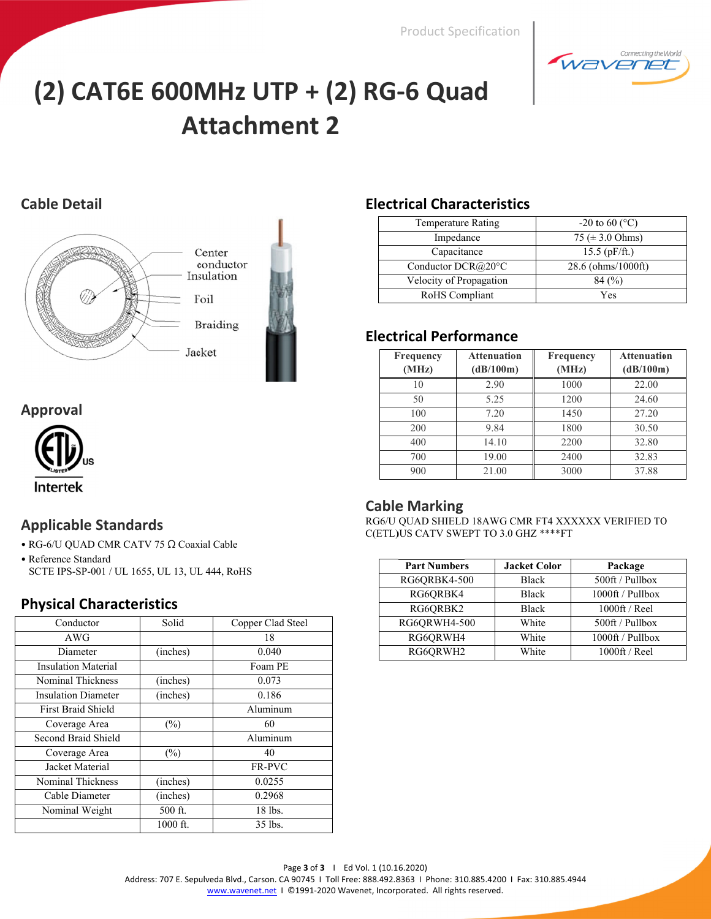# (2) CAT6E 600MHz UTP + (2) RG-6 Quad
# Attachment 2

## Cable Detail

Center conductor
Insulation
Foil
Braiding
Jacket

## Approval

Intertek

## Applicable Standards

- RG-6/U QUAD CMR CATV 75 Ω Coaxial Cable
- Reference Standard
  SCTE IPS-SP-001 / UL 1655, UL 13, UL 444, RoHS

## Physical Characteristics

| | | |
|---|---|---|
| Conductor | Solid | Copper Clad Steel |
| AWG | | 18 |
| Diameter | (inches) | 0.040 |
| Insulation Material | | Foam PE |
| Nominal Thickness | (inches) | 0.073 |
| Insulation Diameter | (inches) | 0.186 |
| First Braid Shield | | Aluminum |
| Coverage Area | (%) | 60 |
| Second Braid Shield | | Aluminum |
| Coverage Area | (%) | 40 |
| Jacket Material | | FR-PVC |
| Nominal Thickness | (inches) | 0.0255 |
| Cable Diameter | (inches) | 0.2968 |
| Nominal Weight | 500 ft. | 18 lbs. |
| | 1000 ft. | 35 lbs. |

## Electrical Characteristics

| | |
|---|---|
| Temperature Rating | -20 to 60 (°C) |
| Impedance | 75 (± 3.0 Ohms) |
| Capacitance | 15.5 (pF/ft.) |
| Conductor DCR@20°C | 28.6 (ohms/1000ft) |
| Velocity of Propagation | 84 (%) |
| RoHS Compliant | Yes |

## Electrical Performance

| Frequency (MHz) | Attenuation (dB/100m) | Frequency (MHz) | Attenuation (dB/100m) |
|---|---|---|---|
| 10 | 2.90 | 1000 | 22.00 |
| 50 | 5.25 | 1200 | 24.60 |
| 100 | 7.20 | 1450 | 27.20 |
| 200 | 9.84 | 1800 | 30.50 |
| 400 | 14.10 | 2200 | 32.80 |
| 700 | 19.00 | 2400 | 32.83 |
| 900 | 21.00 | 3000 | 37.88 |

## Cable Marking

RG6/U QUAD SHIELD 18AWG CMR FT4 XXXXXX VERIFIED TO C(ETL)US CATV SWEPT TO 3.0 GHZ ****FT

| Part Numbers | Jacket Color | Package |
|---|---|---|
| RG6QRBK4-500 | Black | 500ft / Pullbox |
| RG6QRBK4 | Black | 1000ft / Pullbox |
| RG6QRBK2 | Black | 1000ft / Reel |
| RG6QRWH4-500 | White | 500ft / Pullbox |
| RG6QRWH4 | White | 1000ft / Pullbox |
| RG6QRWH2 | White | 1000ft / Reel |